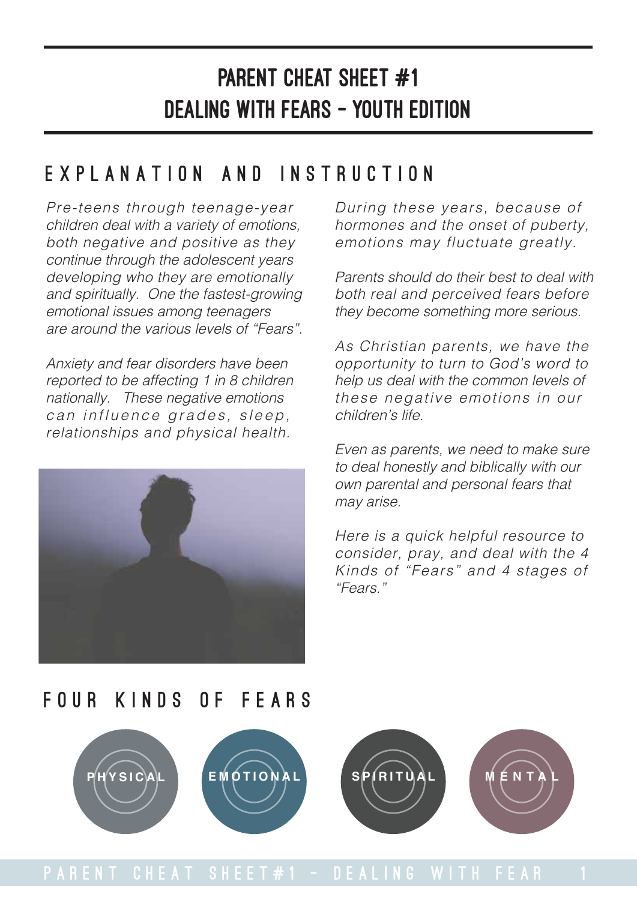# PARENT CHEAT SHEET #1
# DEALING WITH FEARS - YOUTH EDITION

## EXPLANATION AND INSTRUCTION

*Pre-teens through teenage-year children deal with a variety of emotions, both negative and positive as they continue through the adolescent years developing who they are emotionally and spiritually. One the fastest-growing emotional issues among teenagers are around the various levels of "Fears".*

*Anxiety and fear disorders have been reported to be affecting 1 in 8 children nationally. These negative emotions can influence grades, sleep, relationships and physical health.*

*During these years, because of hormones and the onset of puberty, emotions may fluctuate greatly.*

*Parents should do their best to deal with both real and perceived fears before they become something more serious.*

*As Christian parents, we have the opportunity to turn to God's word to help us deal with the common levels of these negative emotions in our children's life.*

*Even as parents, we need to make sure to deal honestly and biblically with our own parental and personal fears that may arise.*

*Here is a quick helpful resource to consider, pray, and deal with the 4 Kinds of "Fears" and 4 stages of "Fears."*

## FOUR KINDS OF FEARS

- **PHYSICAL**
- **EMOTIONAL**
- **SPIRITUAL**
- **MENTAL**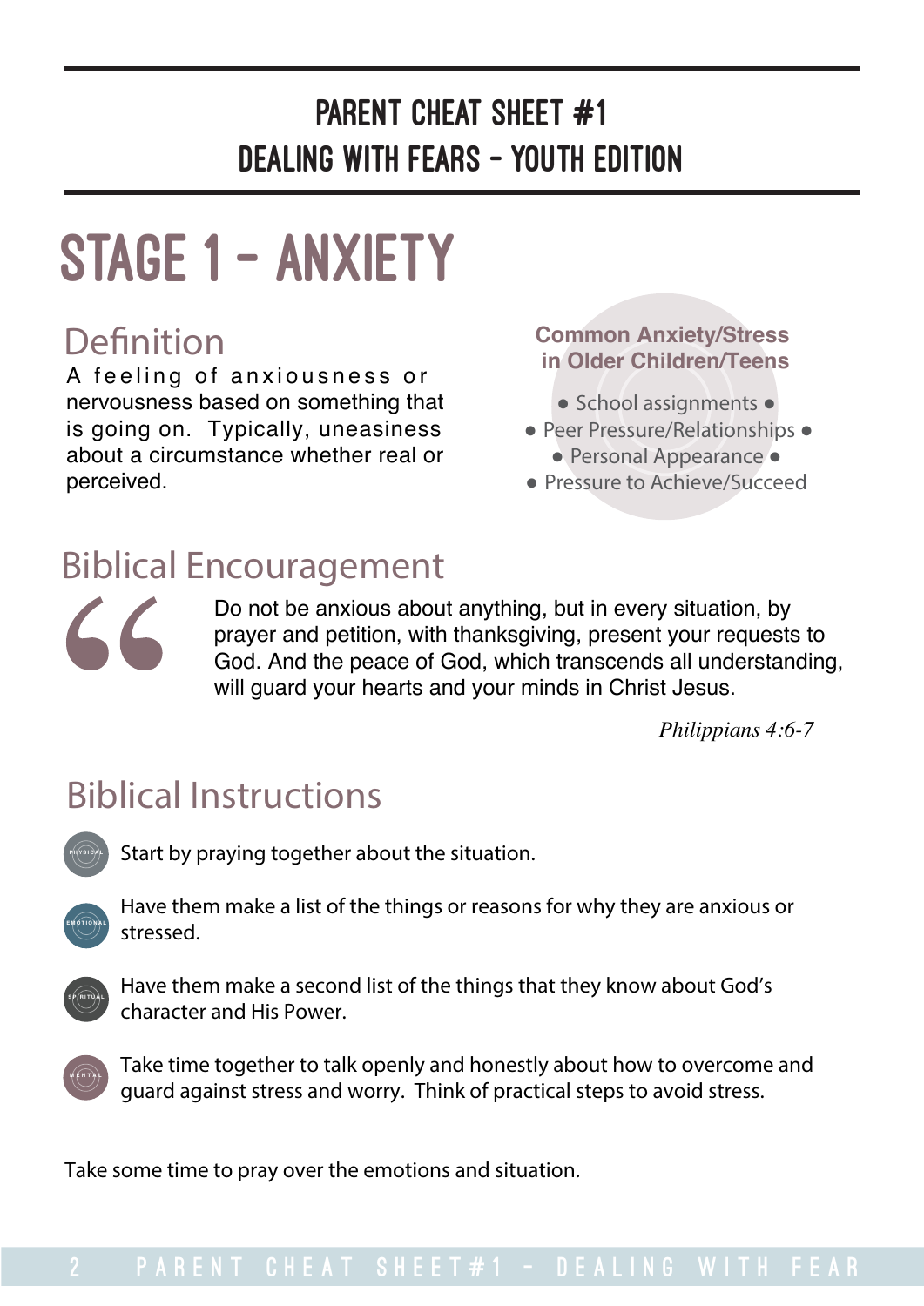# PARENT CHEAT SHEET #1
# DEALING WITH FEARS - YOUTH EDITION

## STAGE 1 - ANXIETY

### Definition

A feeling of anxiousness or nervousness based on something that is going on. Typically, uneasiness about a circumstance whether real or perceived.

**Common Anxiety/Stress in Older Children/Teens**

- School assignments
- Peer Pressure/Relationships
- Personal Appearance
- Pressure to Achieve/Succeed

### Biblical Encouragement

> Do not be anxious about anything, but in every situation, by prayer and petition, with thanksgiving, present your requests to God. And the peace of God, which transcends all understanding, will guard your hearts and your minds in Christ Jesus.
>
> *Philippians 4:6-7*

### Biblical Instructions

- PHYSICAL: Start by praying together about the situation.
- EMOTIONAL: Have them make a list of the things or reasons for why they are anxious or stressed.
- SPIRITUAL: Have them make a second list of the things that they know about God's character and His Power.
- MENTAL: Take time together to talk openly and honestly about how to overcome and guard against stress and worry. Think of practical steps to avoid stress.

Take some time to pray over the emotions and situation.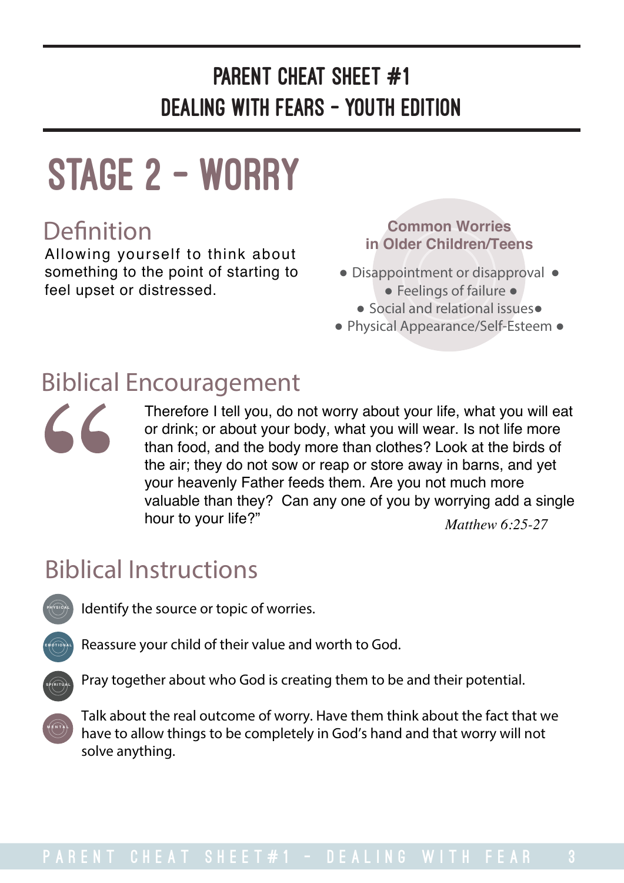# PARENT CHEAT SHEET #1
# DEALING WITH FEARS - YOUTH EDITION

# STAGE 2 - WORRY

## Definition

Allowing yourself to think about something to the point of starting to feel upset or distressed.

**Common Worries in Older Children/Teens**

- Disappointment or disapproval
- Feelings of failure
- Social and relational issues
- Physical Appearance/Self-Esteem

## Biblical Encouragement

> Therefore I tell you, do not worry about your life, what you will eat or drink; or about your body, what you will wear. Is not life more than food, and the body more than clothes? Look at the birds of the air; they do not sow or reap or store away in barns, and yet your heavenly Father feeds them. Are you not much more valuable than they? Can any one of you by worrying add a single hour to your life?"
>
> *Matthew 6:25-27*

## Biblical Instructions

- PHYSICAL: Identify the source or topic of worries.
- EMOTIONAL: Reassure your child of their value and worth to God.
- SPIRITUAL: Pray together about who God is creating them to be and their potential.
- MENTAL: Talk about the real outcome of worry. Have them think about the fact that we have to allow things to be completely in God's hand and that worry will not solve anything.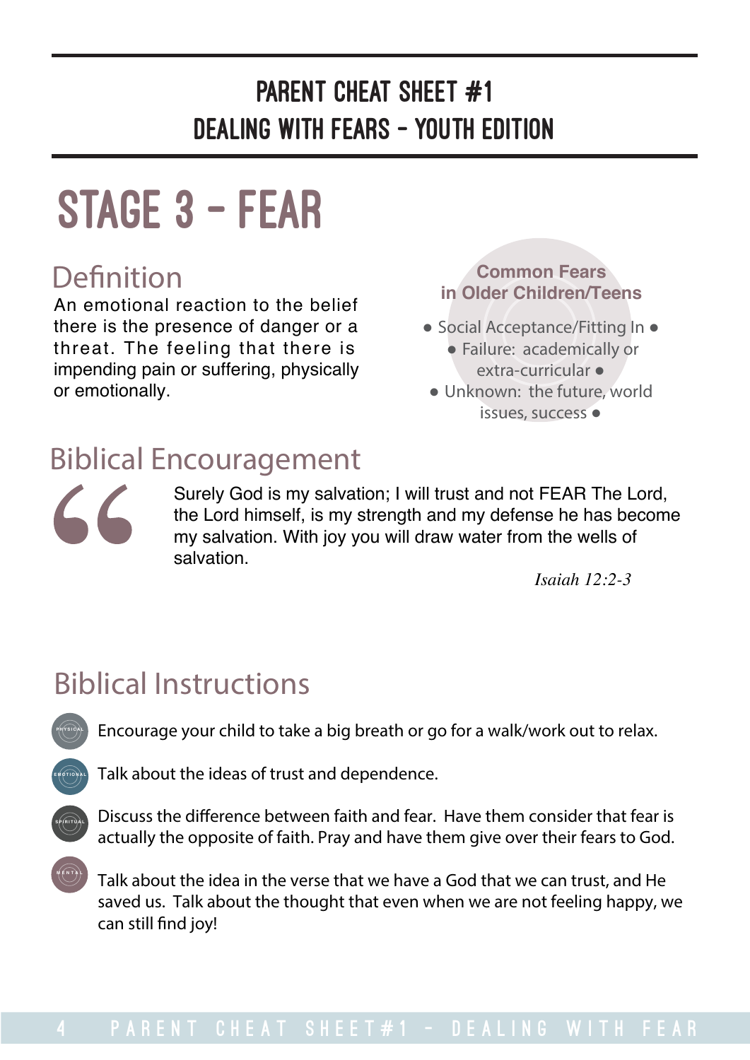# PARENT CHEAT SHEET #1
# DEALING WITH FEARS - YOUTH EDITION

# STAGE 3 - FEAR

## Definition

An emotional reaction to the belief there is the presence of danger or a threat. The feeling that there is impending pain or suffering, physically or emotionally.

**Common Fears in Older Children/Teens**

- Social Acceptance/Fitting In
- Failure: academically or extra-curricular
- Unknown: the future, world issues, success

## Biblical Encouragement

> Surely God is my salvation; I will trust and not FEAR The Lord, the Lord himself, is my strength and my defense he has become my salvation. With joy you will draw water from the wells of salvation.
>
> *Isaiah 12:2-3*

## Biblical Instructions

PHYSICAL: Encourage your child to take a big breath or go for a walk/work out to relax.

EMOTIONAL: Talk about the ideas of trust and dependence.

SPIRITUAL: Discuss the difference between faith and fear. Have them consider that fear is actually the opposite of faith. Pray and have them give over their fears to God.

MENTAL: Talk about the idea in the verse that we have a God that we can trust, and He saved us. Talk about the thought that even when we are not feeling happy, we can still find joy!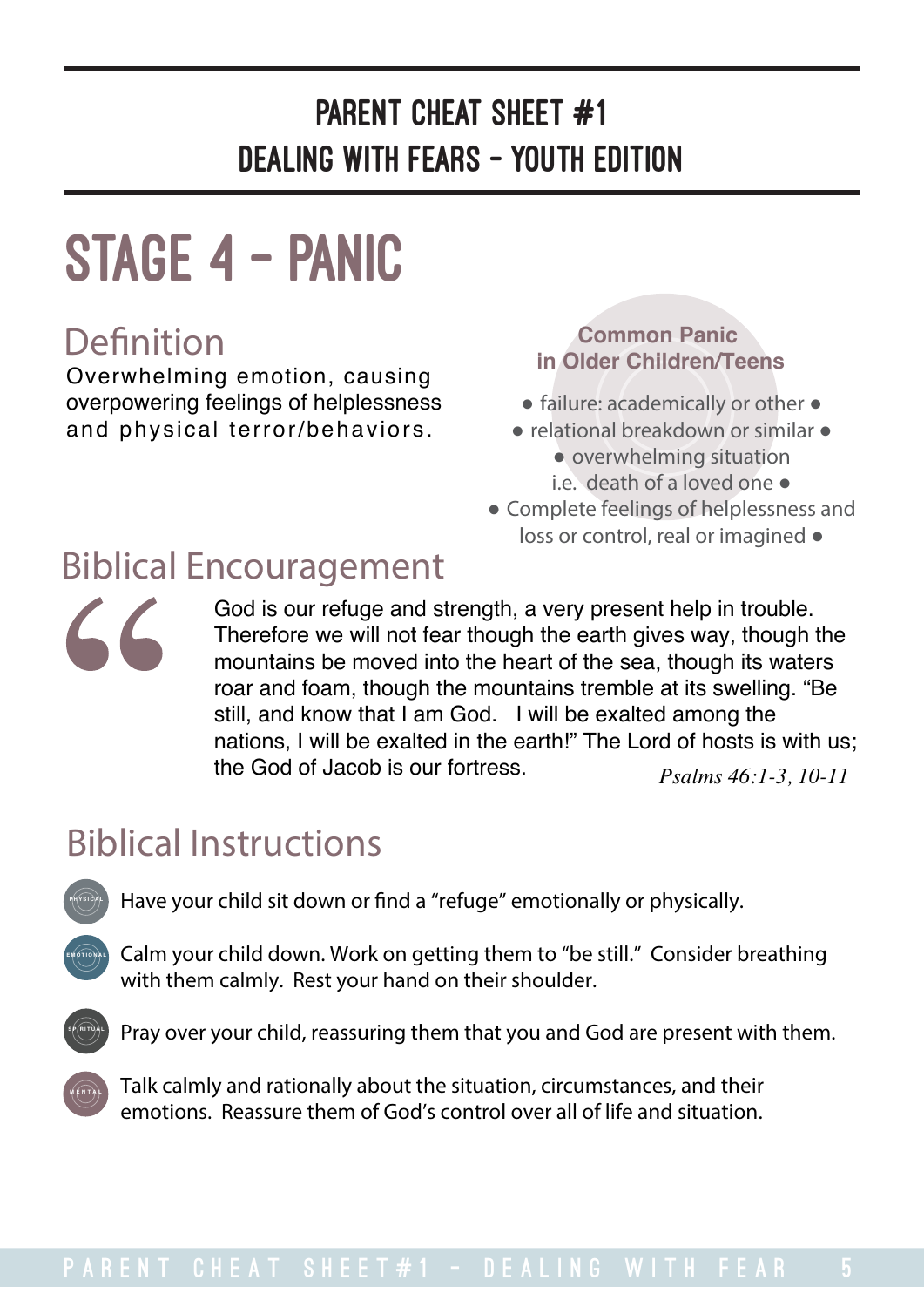## PARENT CHEAT SHEET #1
## DEALING WITH FEARS - YOUTH EDITION

# STAGE 4 - PANIC

## Definition

Overwhelming emotion, causing overpowering feelings of helplessness and physical terror/behaviors.

**Common Panic in Older Children/Teens**

- failure: academically or other
- relational breakdown or similar
- overwhelming situation i.e. death of a loved one
- Complete feelings of helplessness and loss or control, real or imagined

## Biblical Encouragement

> God is our refuge and strength, a very present help in trouble. Therefore we will not fear though the earth gives way, though the mountains be moved into the heart of the sea, though its waters roar and foam, though the mountains tremble at its swelling. "Be still, and know that I am God. I will be exalted among the nations, I will be exalted in the earth!" The Lord of hosts is with us; the God of Jacob is our fortress.
>
> *Psalms 46:1-3, 10-11*

## Biblical Instructions

- PHYSICAL: Have your child sit down or find a "refuge" emotionally or physically.
- EMOTIONAL: Calm your child down. Work on getting them to "be still." Consider breathing with them calmly. Rest your hand on their shoulder.
- SPIRITUAL: Pray over your child, reassuring them that you and God are present with them.
- MENTAL: Talk calmly and rationally about the situation, circumstances, and their emotions. Reassure them of God's control over all of life and situation.